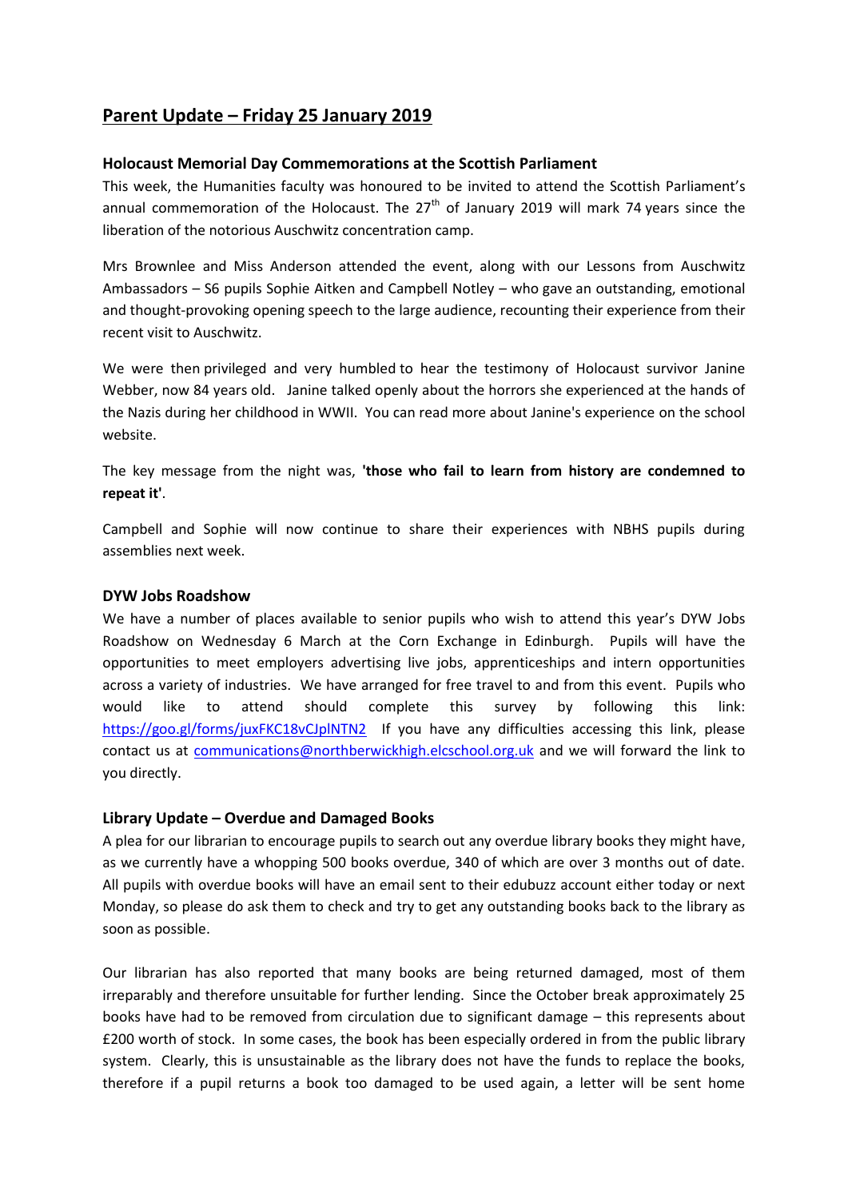# Parent Update – Friday 25 January 2019

### Holocaust Memorial Day Commemorations at the Scottish Parliament

This week, the Humanities faculty was honoured to be invited to attend the Scottish Parliament's annual commemoration of the Holocaust. The 27th of January 2019 will mark 74 years since the liberation of the notorious Auschwitz concentration camp.

Mrs Brownlee and Miss Anderson attended the event, along with our Lessons from Auschwitz Ambassadors – S6 pupils Sophie Aitken and Campbell Notley – who gave an outstanding, emotional and thought-provoking opening speech to the large audience, recounting their experience from their recent visit to Auschwitz.

We were then privileged and very humbled to hear the testimony of Holocaust survivor Janine Webber, now 84 years old. Janine talked openly about the horrors she experienced at the hands of the Nazis during her childhood in WWII. You can read more about Janine's experience on the school website.

The key message from the night was, **'those who fail to learn from history are condemned to repeat it'**.

Campbell and Sophie will now continue to share their experiences with NBHS pupils during assemblies next week.

### DYW Jobs Roadshow

We have a number of places available to senior pupils who wish to attend this year's DYW Jobs Roadshow on Wednesday 6 March at the Corn Exchange in Edinburgh. Pupils will have the opportunities to meet employers advertising live jobs, apprenticeships and intern opportunities across a variety of industries. We have arranged for free travel to and from this event. Pupils who would like to attend should complete this survey by following this link: https://goo.gl/forms/juxFKC18vCJplNTN2 If you have any difficulties accessing this link, please contact us at communications@northberwickhigh.elcschool.org.uk and we will forward the link to you directly.

### Library Update – Overdue and Damaged Books

A plea for our librarian to encourage pupils to search out any overdue library books they might have, as we currently have a whopping 500 books overdue, 340 of which are over 3 months out of date. All pupils with overdue books will have an email sent to their edubuzz account either today or next Monday, so please do ask them to check and try to get any outstanding books back to the library as soon as possible.

Our librarian has also reported that many books are being returned damaged, most of them irreparably and therefore unsuitable for further lending. Since the October break approximately 25 books have had to be removed from circulation due to significant damage – this represents about £200 worth of stock. In some cases, the book has been especially ordered in from the public library system. Clearly, this is unsustainable as the library does not have the funds to replace the books, therefore if a pupil returns a book too damaged to be used again, a letter will be sent home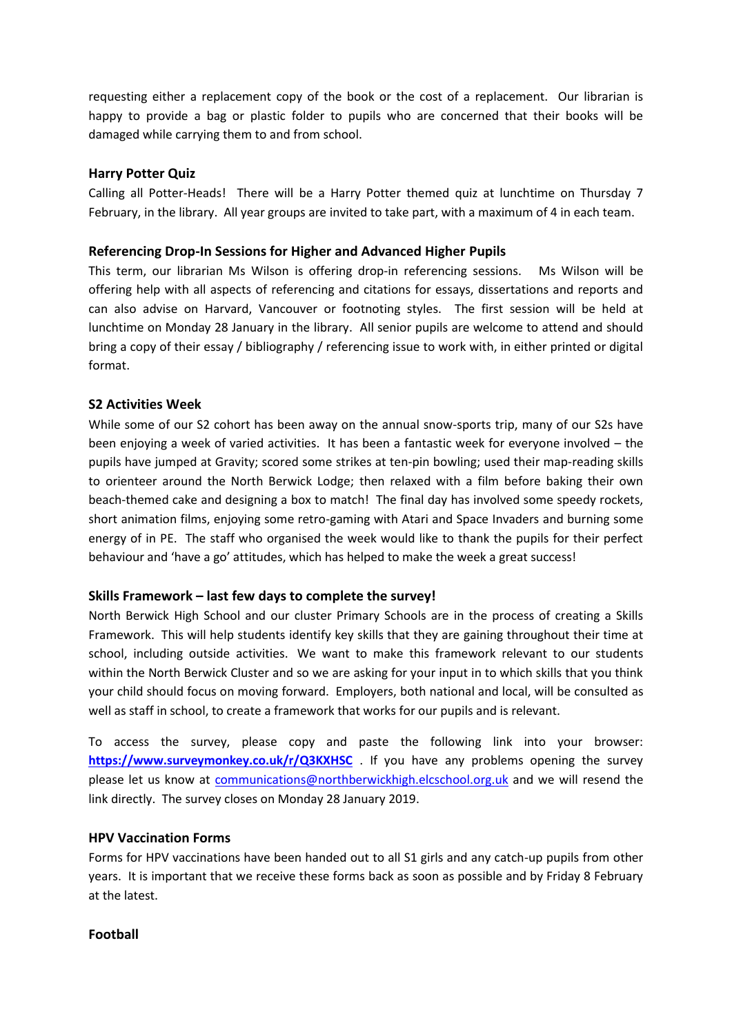requesting either a replacement copy of the book or the cost of a replacement. Our librarian is happy to provide a bag or plastic folder to pupils who are concerned that their books will be damaged while carrying them to and from school.

**Harry Potter Quiz**

Calling all Potter-Heads! There will be a Harry Potter themed quiz at lunchtime on Thursday 7 February, in the library. All year groups are invited to take part, with a maximum of 4 in each team.

**Referencing Drop-In Sessions for Higher and Advanced Higher Pupils**

This term, our librarian Ms Wilson is offering drop-in referencing sessions. Ms Wilson will be offering help with all aspects of referencing and citations for essays, dissertations and reports and can also advise on Harvard, Vancouver or footnoting styles. The first session will be held at lunchtime on Monday 28 January in the library. All senior pupils are welcome to attend and should bring a copy of their essay / bibliography / referencing issue to work with, in either printed or digital format.

**S2 Activities Week**

While some of our S2 cohort has been away on the annual snow-sports trip, many of our S2s have been enjoying a week of varied activities. It has been a fantastic week for everyone involved – the pupils have jumped at Gravity; scored some strikes at ten-pin bowling; used their map-reading skills to orienteer around the North Berwick Lodge; then relaxed with a film before baking their own beach-themed cake and designing a box to match! The final day has involved some speedy rockets, short animation films, enjoying some retro-gaming with Atari and Space Invaders and burning some energy of in PE. The staff who organised the week would like to thank the pupils for their perfect behaviour and 'have a go' attitudes, which has helped to make the week a great success!

**Skills Framework – last few days to complete the survey!**

North Berwick High School and our cluster Primary Schools are in the process of creating a Skills Framework. This will help students identify key skills that they are gaining throughout their time at school, including outside activities. We want to make this framework relevant to our students within the North Berwick Cluster and so we are asking for your input in to which skills that you think your child should focus on moving forward. Employers, both national and local, will be consulted as well as staff in school, to create a framework that works for our pupils and is relevant.

To access the survey, please copy and paste the following link into your browser: **https://www.surveymonkey.co.uk/r/Q3KXHSC** . If you have any problems opening the survey please let us know at communications@northberwickhigh.elcschool.org.uk and we will resend the link directly. The survey closes on Monday 28 January 2019.

**HPV Vaccination Forms**

Forms for HPV vaccinations have been handed out to all S1 girls and any catch-up pupils from other years. It is important that we receive these forms back as soon as possible and by Friday 8 February at the latest.

**Football**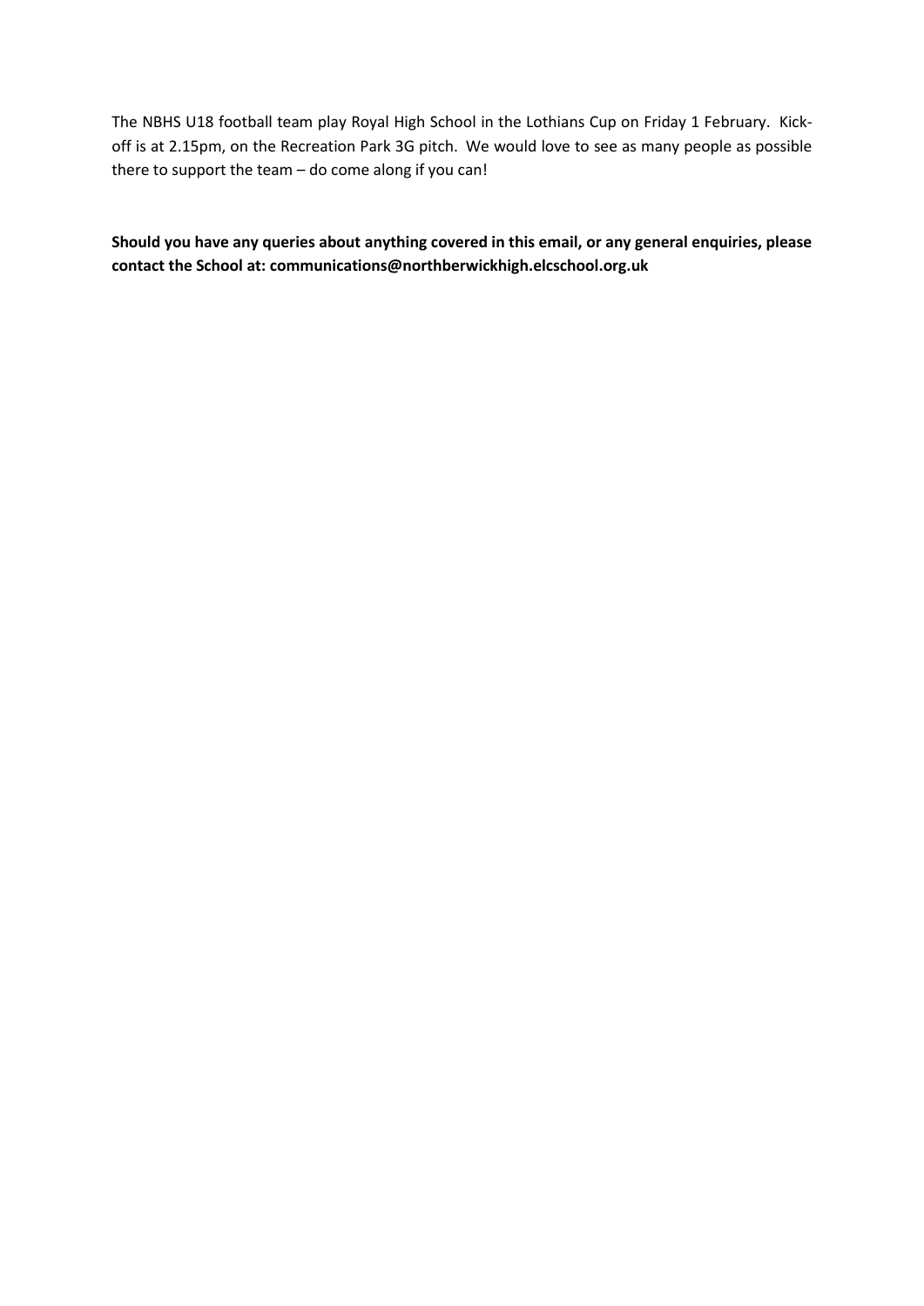The NBHS U18 football team play Royal High School in the Lothians Cup on Friday 1 February. Kick-off is at 2.15pm, on the Recreation Park 3G pitch. We would love to see as many people as possible there to support the team – do come along if you can!

**Should you have any queries about anything covered in this email, or any general enquiries, please contact the School at: communications@northberwickhigh.elcschool.org.uk**